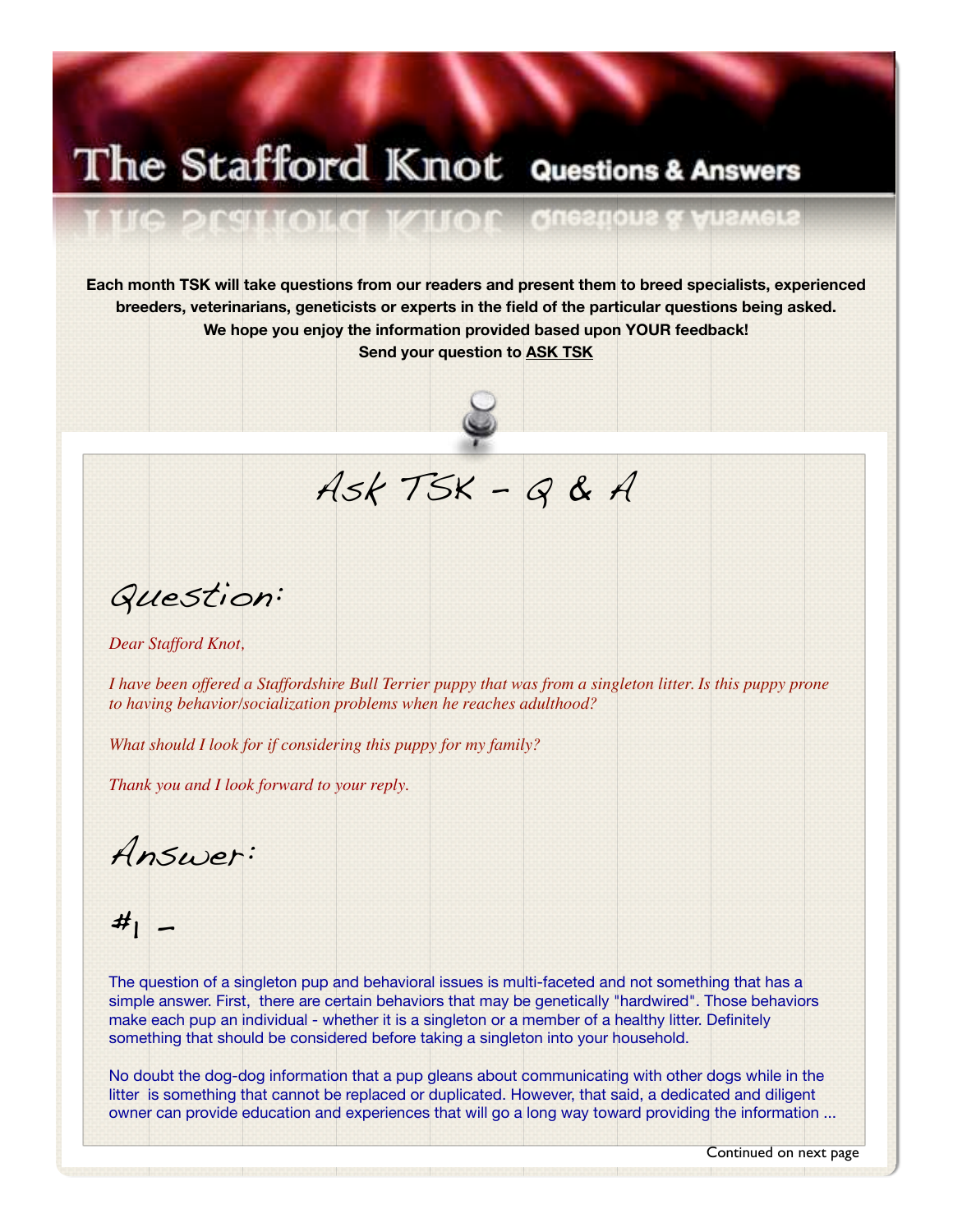# The Stafford Knot Questions & Answers

**Each month TSK will take questions from our readers and present them to breed specialists, experienced breeders, veterinarians, geneticists or experts in the field of the particular questions being asked.**
**We hope you enjoy the information provided based upon YOUR feedback!**
**Send your question to ASK TSK**

## Ask TSK - Q & A

### Question:

*Dear Stafford Knot,*

*I have been offered a Staffordshire Bull Terrier puppy that was from a singleton litter. Is this puppy prone to having behavior/socialization problems when he reaches adulthood?*

*What should I look for if considering this puppy for my family?*

*Thank you and I look forward to your reply.*

### Answer:

#1 -

The question of a singleton pup and behavioral issues is multi-faceted and not something that has a simple answer. First, there are certain behaviors that may be genetically "hardwired". Those behaviors make each pup an individual - whether it is a singleton or a member of a healthy litter. Definitely something that should be considered before taking a singleton into your household.

No doubt the dog-dog information that a pup gleans about communicating with other dogs while in the litter is something that cannot be replaced or duplicated. However, that said, a dedicated and diligent owner can provide education and experiences that will go a long way toward providing the information ...

Continued on next page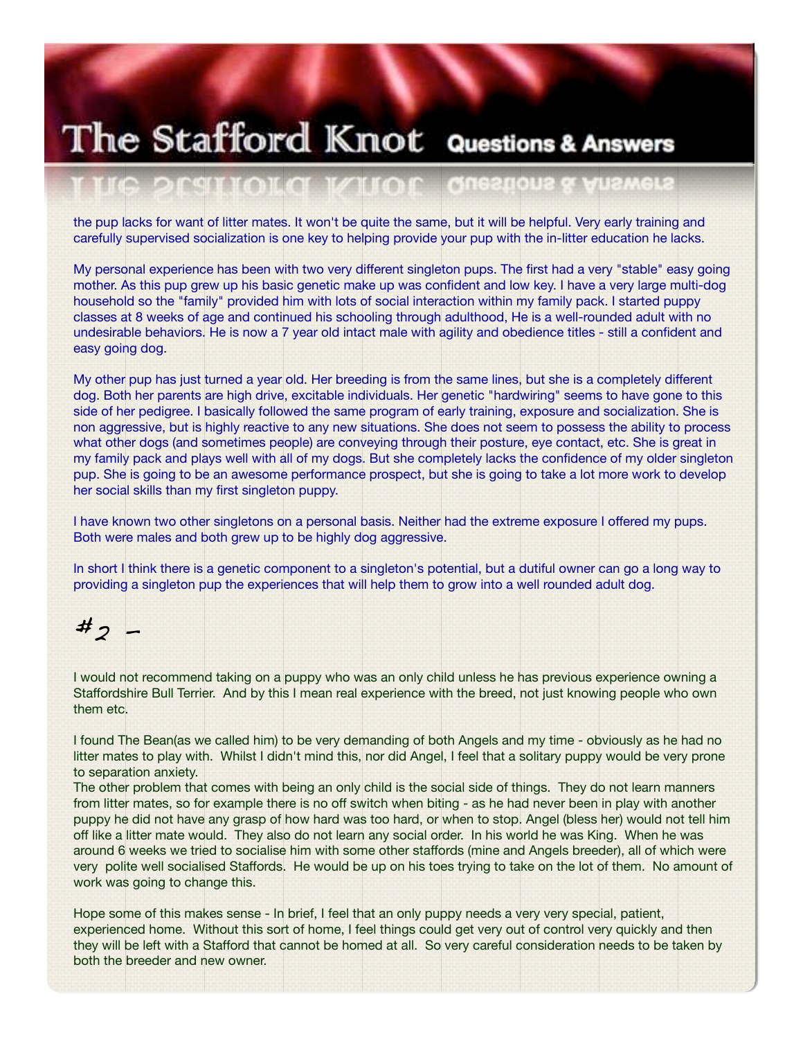the pup lacks for want of litter mates. It won't be quite the same, but it will be helpful. Very early training and carefully supervised socialization is one key to helping provide your pup with the in-litter education he lacks.

My personal experience has been with two very different singleton pups. The first had a very "stable" easy going mother. As this pup grew up his basic genetic make up was confident and low key. I have a very large multi-dog household so the "family" provided him with lots of social interaction within my family pack. I started puppy classes at 8 weeks of age and continued his schooling through adulthood, He is a well-rounded adult with no undesirable behaviors. He is now a 7 year old intact male with agility and obedience titles - still a confident and easy going dog.

My other pup has just turned a year old. Her breeding is from the same lines, but she is a completely different dog. Both her parents are high drive, excitable individuals. Her genetic "hardwiring" seems to have gone to this side of her pedigree. I basically followed the same program of early training, exposure and socialization. She is non aggressive, but is highly reactive to any new situations. She does not seem to possess the ability to process what other dogs (and sometimes people) are conveying through their posture, eye contact, etc. She is great in my family pack and plays well with all of my dogs. But she completely lacks the confidence of my older singleton pup. She is going to be an awesome performance prospect, but she is going to take a lot more work to develop her social skills than my first singleton puppy.

I have known two other singletons on a personal basis. Neither had the extreme exposure I offered my pups. Both were males and both grew up to be highly dog aggressive.

In short I think there is a genetic component to a singleton's potential, but a dutiful owner can go a long way to providing a singleton pup the experiences that will help them to grow into a well rounded adult dog.

## #2 -

I would not recommend taking on a puppy who was an only child unless he has previous experience owning a Staffordshire Bull Terrier. And by this I mean real experience with the breed, not just knowing people who own them etc.

I found The Bean(as we called him) to be very demanding of both Angels and my time - obviously as he had no litter mates to play with. Whilst I didn't mind this, nor did Angel, I feel that a solitary puppy would be very prone to separation anxiety.
The other problem that comes with being an only child is the social side of things. They do not learn manners from litter mates, so for example there is no off switch when biting - as he had never been in play with another puppy he did not have any grasp of how hard was too hard, or when to stop. Angel (bless her) would not tell him off like a litter mate would. They also do not learn any social order. In his world he was King. When he was around 6 weeks we tried to socialise him with some other staffords (mine and Angels breeder), all of which were very polite well socialised Staffords. He would be up on his toes trying to take on the lot of them. No amount of work was going to change this.

Hope some of this makes sense - In brief, I feel that an only puppy needs a very very special, patient, experienced home. Without this sort of home, I feel things could get very out of control very quickly and then they will be left with a Stafford that cannot be homed at all. So very careful consideration needs to be taken by both the breeder and new owner.